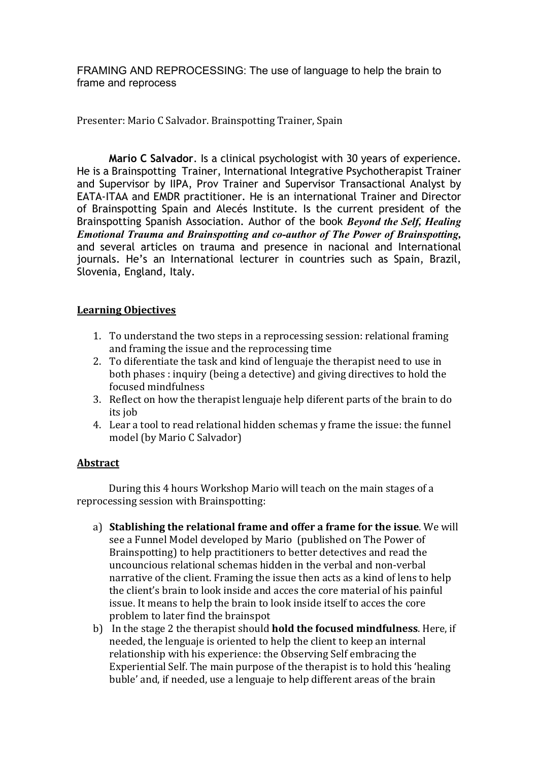# FRAMING AND REPROCESSING: The use of language to help the brain to frame and reprocess

Presenter: Mario C Salvador. Brainspotting Trainer, Spain

**Mario C Salvador**. Is a clinical psychologist with 30 years of experience. He is a Brainspotting Trainer, International Integrative Psychotherapist Trainer and Supervisor by IIPA, Prov Trainer and Supervisor Transactional Analyst by EATA-ITAA and EMDR practitioner. He is an international Trainer and Director of Brainspotting Spain and Alecés Institute. Is the current president of the Brainspotting Spanish Association. Author of the book ***Beyond the Self, Healing Emotional Trauma and Brainspotting and co-author of The Power of Brainspotting,*** and several articles on trauma and presence in nacional and International journals. He's an International lecturer in countries such as Spain, Brazil, Slovenia, England, Italy.

## Learning Objectives

1. To understand the two steps in a reprocessing session: relational framing and framing the issue and the reprocessing time
2. To diferentiate the task and kind of lenguaje the therapist need to use in both phases : inquiry (being a detective) and giving directives to hold the focused mindfulness
3. Reflect on how the therapist lenguaje help diferent parts of the brain to do its job
4. Lear a tool to read relational hidden schemas y frame the issue: the funnel model (by Mario C Salvador)

## Abstract

During this 4 hours Workshop Mario will teach on the main stages of a reprocessing session with Brainspotting:

a) **Stablishing the relational frame and offer a frame for the issue**. We will see a Funnel Model developed by Mario (published on The Power of Brainspotting) to help practitioners to better detectives and read the uncouncious relational schemas hidden in the verbal and non-verbal narrative of the client. Framing the issue then acts as a kind of lens to help the client's brain to look inside and acces the core material of his painful issue. It means to help the brain to look inside itself to acces the core problem to later find the brainspot

b) In the stage 2 the therapist should **hold the focused mindfulness**. Here, if needed, the lenguaje is oriented to help the client to keep an internal relationship with his experience: the Observing Self embracing the Experiential Self. The main purpose of the therapist is to hold this 'healing buble' and, if needed, use a lenguaje to help different areas of the brain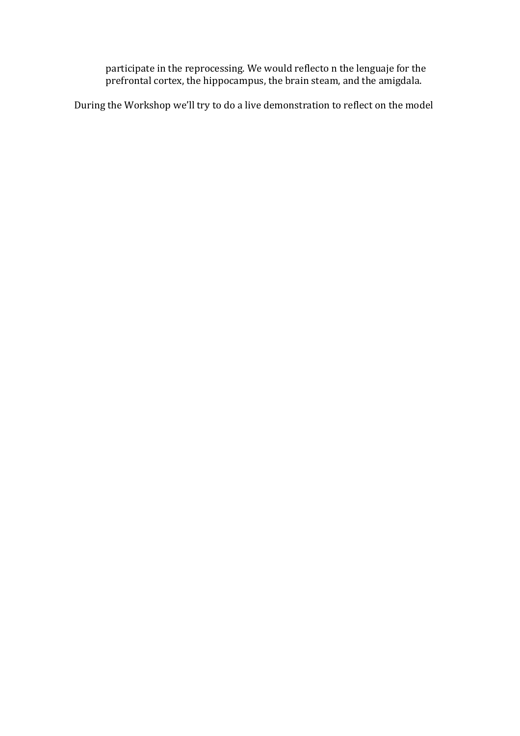participate in the reprocessing. We would reflecto n the lenguaje for the prefrontal cortex, the hippocampus, the brain steam, and the amigdala.

During the Workshop we'll try to do a live demonstration to reflect on the model